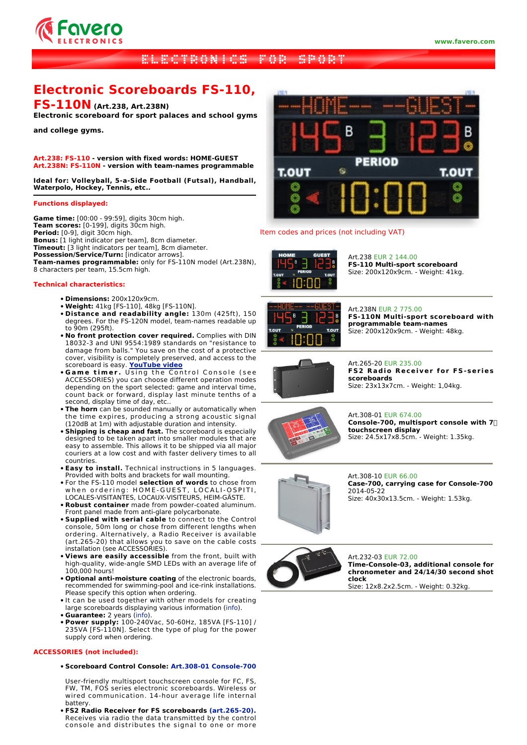# Electronic Scoreboards FS-110, FS-110N (Art.238, Art.238N)

**Electronic scoreboard for sport palaces and school gyms and college gyms.**

**Art.238: FS-110 - version with fixed words: HOME-GUEST**
**Art.238N: FS-110N - version with team-names programmable**

**Ideal for: Volleyball, 5-a-Side Football (Futsal), Handball, Waterpolo, Hockey, Tennis, etc..**

## Functions displayed:

**Game time:** [00:00 - 99:59], digits 30cm high.
**Team scores:** [0-199], digits 30cm high.
**Period:** [0-9], digit 30cm high.
**Bonus:** [1 light indicator per team], 8cm diameter.
**Timeout:** [3 light indicators per team], 8cm diameter.
**Possession/Service/Turn:** [indicator arrows].
**Team-names programmable:** only for FS-110N model (Art.238N), 8 characters per team, 15.5cm high.

## Technical characteristics:

- **Dimensions:** 200x120x9cm.
- **Weight:** 41kg [FS-110], 48kg [FS-110N].
- **Distance and readability angle:** 130m (425ft), 150 degrees. For the FS-120N model, team-names readable up to 90m (295ft).
- **No front protection cover required.** Complies with DIN 18032-3 and UNI 9554:1989 standards on "resistance to damage from balls." You save on the cost of a protective cover, visibility is completely preserved, and access to the scoreboard is easy. YouTube video
- **Game timer.** Using the Control Console (see ACCESSORIES) you can choose different operation modes depending on the sport selected: game and interval time, count back or forward, display last minute tenths of a second, display time of day, etc..
- **The horn** can be sounded manually or automatically when the time expires, producing a strong acoustic signal (120dB at 1m) with adjustable duration and intensity.
- **Shipping is cheap and fast.** The scoreboard is especially designed to be taken apart into smaller modules that are easy to assemble. This allows it to be shipped via all major couriers at a low cost and with faster delivery times to all countries.
- **Easy to install.** Technical instructions in 5 languages. Provided with bolts and brackets for wall mounting.
- For the FS-110 model **selection of words** to chose from when ordering: HOME-GUEST, LOCALI-OSPITI, LOCALES-VISITANTES, LOCAUX-VISITEURS, HEIM-GÄSTE.
- **Robust container** made from powder-coated aluminum. Front panel made from anti-glare polycarbonate.
- **Supplied with serial cable** to connect to the Control console, 50m long or chose from different lengths when ordering. Alternatively, a Radio Receiver is available (art.265-20) that allows you to save on the cable costs installation (see ACCESSORIES).
- **Views are easily accessible** from the front, built with high-quality, wide-angle SMD LEDs with an average life of 100,000 hours!
- **Optional anti-moisture coating** of the electronic boards, recommended for swimming-pool and ice-rink installations. Please specify this option when ordering.
- It can be used together with other models for creating large scoreboards displaying various information (info).
- **Guarantee:** 2 years (info).
- **Power supply:** 100-240Vac, 50-60Hz, 185VA [FS-110] / 235VA [FS-110N]. Select the type of plug for the power supply cord when ordering.

## ACCESSORIES (not included):

- **Scoreboard Control Console: Art.308-01 Console-700**

  User-friendly multisport touchscreen console for FC, FS, FW, TM, FOS series electronic scoreboards. Wireless or wired communication. 14-hour average life internal battery.
- **FS2 Radio Receiver for FS scoreboards (art.265-20).** Receives via radio the data transmitted by the control console and distributes the signal to one or more

Item codes and prices (not including VAT)

Art.238 EUR 2 144.00
**FS-110 Multi-sport scoreboard**
Size: 200x120x9cm. - Weight: 41kg.

Art.238N EUR 2 775.00
**FS-110N Multi-sport scoreboard with programmable team-names**
Size: 200x120x9cm. - Weight: 48kg.

Art.265-20 EUR 235.00
**FS2 Radio Receiver for FS-series scoreboards**
Size: 23x13x7cm. - Weight: 1,04kg.

Art.308-01 EUR 674.00
**Console-700, multisport console with 7 touchscreen display**
Size: 24.5x17x8.5cm. - Weight: 1.35kg.

Art.308-10 EUR 66.00
**Case-700, carrying case for Console-700**
2014-05-22
Size: 40x30x13.5cm. - Weight: 1.53kg.

Art.232-03 EUR 72.00
**Time-Console-03, additional console for chronometer and 24/14/30 second shot clock**
Size: 12x8.2x2.5cm. - Weight: 0.32kg.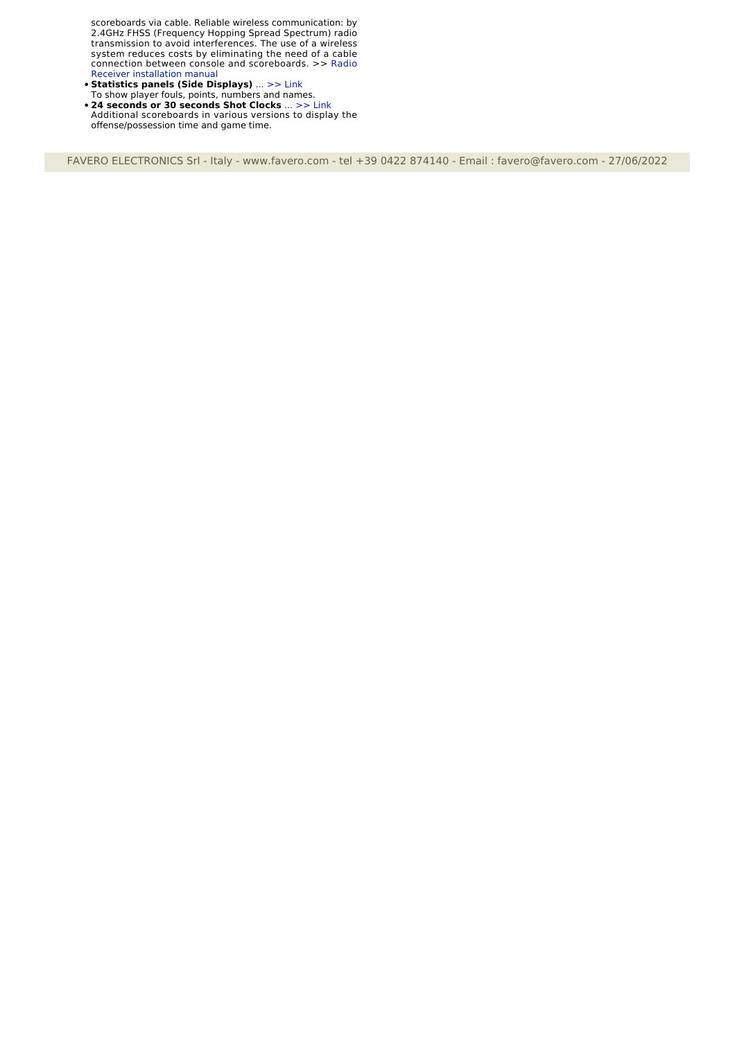scoreboards via cable. Reliable wireless communication: by 2.4GHz FHSS (Frequency Hopping Spread Spectrum) radio transmission to avoid interferences. The use of a wireless system reduces costs by eliminating the need of a cable connection between console and scoreboards. >> Radio Receiver installation manual

- **Statistics panels (Side Displays)** ... >> Link
  To show player fouls, points, numbers and names.
- **24 seconds or 30 seconds Shot Clocks** ... >> Link
  Additional scoreboards in various versions to display the offense/possession time and game time.

FAVERO ELECTRONICS Srl - Italy - www.favero.com - tel +39 0422 874140 - Email : favero@favero.com - 27/06/2022